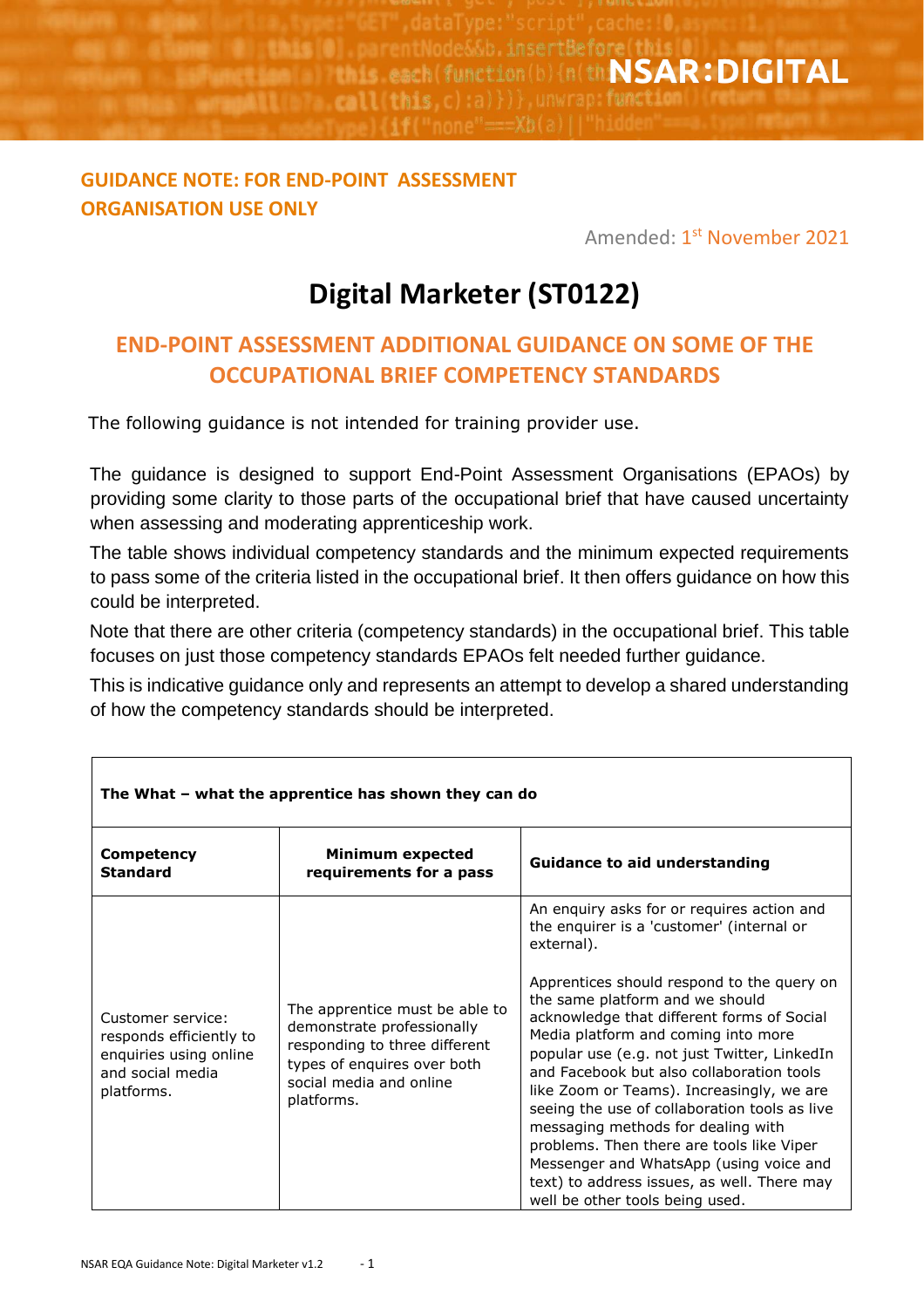NSAR:DIGITAL

**GUIDANCE NOTE: FOR END-POINT ASSESSMENT ORGANISATION USE ONLY**

Amended: 1st November 2021

# Digital Marketer (ST0122)

## END-POINT ASSESSMENT ADDITIONAL GUIDANCE ON SOME OF THE OCCUPATIONAL BRIEF COMPETENCY STANDARDS

The following guidance is not intended for training provider use.

The guidance is designed to support End-Point Assessment Organisations (EPAOs) by providing some clarity to those parts of the occupational brief that have caused uncertainty when assessing and moderating apprenticeship work.

The table shows individual competency standards and the minimum expected requirements to pass some of the criteria listed in the occupational brief. It then offers guidance on how this could be interpreted.

Note that there are other criteria (competency standards) in the occupational brief. This table focuses on just those competency standards EPAOs felt needed further guidance.

This is indicative guidance only and represents an attempt to develop a shared understanding of how the competency standards should be interpreted.

| **The What – what the apprentice has shown they can do** | | |
|---|---|---|
| **Competency Standard** | **Minimum expected requirements for a pass** | **Guidance to aid understanding** |
| Customer service: responds efficiently to enquiries using online and social media platforms. | The apprentice must be able to demonstrate professionally responding to three different types of enquires over both social media and online platforms. | An enquiry asks for or requires action and the enquirer is a 'customer' (internal or external).<br><br>Apprentices should respond to the query on the same platform and we should acknowledge that different forms of Social Media platform and coming into more popular use (e.g. not just Twitter, LinkedIn and Facebook but also collaboration tools like Zoom or Teams). Increasingly, we are seeing the use of collaboration tools as live messaging methods for dealing with problems. Then there are tools like Viper Messenger and WhatsApp (using voice and text) to address issues, as well. There may well be other tools being used. |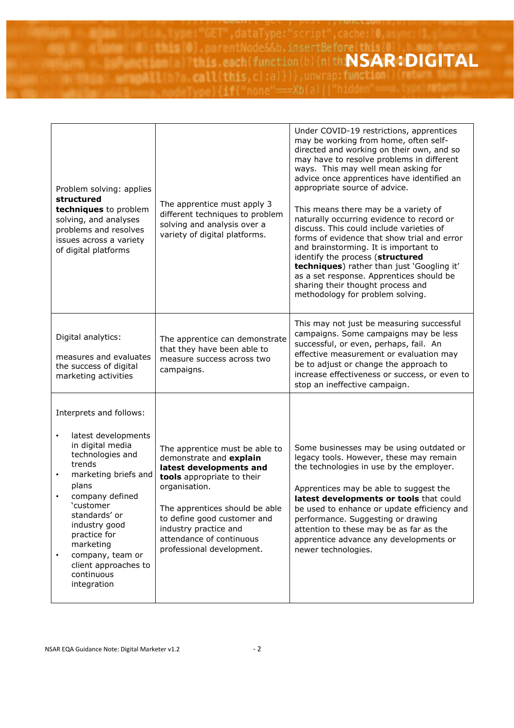| | | |
|---|---|---|
| Problem solving: applies **structured techniques** to problem solving, and analyses problems and resolves issues across a variety of digital platforms | The apprentice must apply 3 different techniques to problem solving and analysis over a variety of digital platforms. | Under COVID-19 restrictions, apprentices may be working from home, often self-directed and working on their own, and so may have to resolve problems in different ways. This may well mean asking for advice once apprentices have identified an appropriate source of advice.<br><br>This means there may be a variety of naturally occurring evidence to record or discuss. This could include varieties of forms of evidence that show trial and error and brainstorming. It is important to identify the process (**structured techniques**) rather than just 'Googling it' as a set response. Apprentices should be sharing their thought process and methodology for problem solving. |
| Digital analytics:<br><br>measures and evaluates the success of digital marketing activities | The apprentice can demonstrate that they have been able to measure success across two campaigns. | This may not just be measuring successful campaigns. Some campaigns may be less successful, or even, perhaps, fail. An effective measurement or evaluation may be to adjust or change the approach to increase effectiveness or success, or even to stop an ineffective campaign. |
| Interprets and follows:<br><br>• latest developments in digital media technologies and trends<br>• marketing briefs and plans<br>• company defined 'customer standards' or industry good practice for marketing<br>• company, team or client approaches to continuous integration | The apprentice must be able to demonstrate and **explain latest developments and tools** appropriate to their organisation.<br><br>The apprentices should be able to define good customer and industry practice and attendance of continuous professional development. | Some businesses may be using outdated or legacy tools. However, these may remain the technologies in use by the employer.<br><br>Apprentices may be able to suggest the **latest developments or tools** that could be used to enhance or update efficiency and performance. Suggesting or drawing attention to these may be as far as the apprentice advance any developments or newer technologies. |